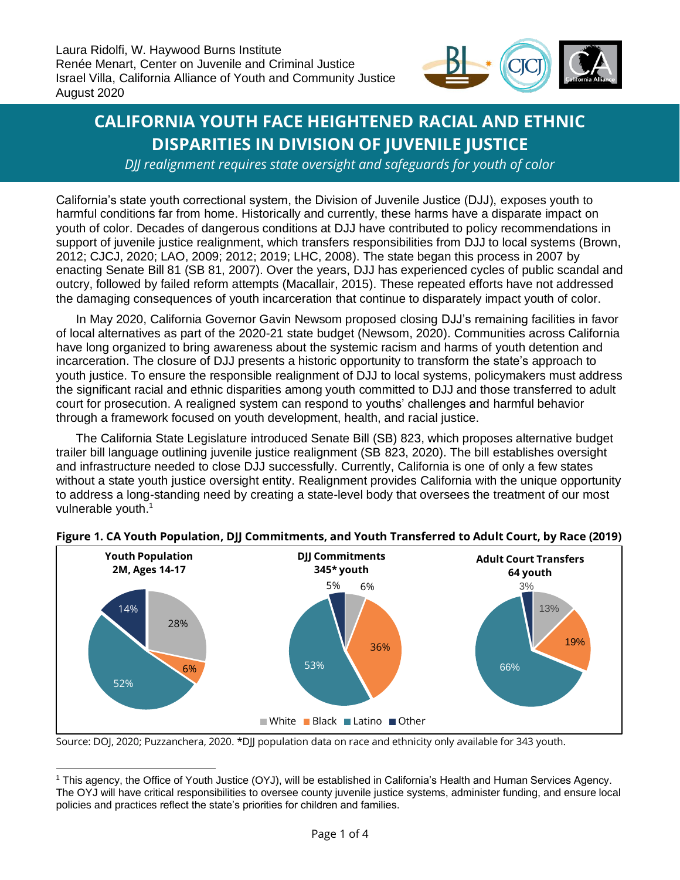Laura Ridolfi, W. Haywood Burns Institute
Renée Menart, Center on Juvenile and Criminal Justice
Israel Villa, California Alliance of Youth and Community Justice
August 2020

# CALIFORNIA YOUTH FACE HEIGHTENED RACIAL AND ETHNIC DISPARITIES IN DIVISION OF JUVENILE JUSTICE

*DJJ realignment requires state oversight and safeguards for youth of color*

California's state youth correctional system, the Division of Juvenile Justice (DJJ), exposes youth to harmful conditions far from home. Historically and currently, these harms have a disparate impact on youth of color. Decades of dangerous conditions at DJJ have contributed to policy recommendations in support of juvenile justice realignment, which transfers responsibilities from DJJ to local systems (Brown, 2012; CJCJ, 2020; LAO, 2009; 2012; 2019; LHC, 2008). The state began this process in 2007 by enacting Senate Bill 81 (SB 81, 2007). Over the years, DJJ has experienced cycles of public scandal and outcry, followed by failed reform attempts (Macallair, 2015). These repeated efforts have not addressed the damaging consequences of youth incarceration that continue to disparately impact youth of color.

In May 2020, California Governor Gavin Newsom proposed closing DJJ's remaining facilities in favor of local alternatives as part of the 2020-21 state budget (Newsom, 2020). Communities across California have long organized to bring awareness about the systemic racism and harms of youth detention and incarceration. The closure of DJJ presents a historic opportunity to transform the state's approach to youth justice. To ensure the responsible realignment of DJJ to local systems, policymakers must address the significant racial and ethnic disparities among youth committed to DJJ and those transferred to adult court for prosecution. A realigned system can respond to youths' challenges and harmful behavior through a framework focused on youth development, health, and racial justice.

The California State Legislature introduced Senate Bill (SB) 823, which proposes alternative budget trailer bill language outlining juvenile justice realignment (SB 823, 2020). The bill establishes oversight and infrastructure needed to close DJJ successfully. Currently, California is one of only a few states without a state youth justice oversight entity. Realignment provides California with the unique opportunity to address a long-standing need by creating a state-level body that oversees the treatment of our most vulnerable youth.[1]

**Figure 1. CA Youth Population, DJJ Commitments, and Youth Transferred to Adult Court, by Race (2019)**

Youth Population
2M, Ages 14-17
28%
6%
52%
14%

DJJ Commitments
345* youth
6%
36%
53%
5%

Adult Court Transfers
64 youth
13%
19%
66%
3%

White Black Latino Other

Source: DOJ, 2020; Puzzanchera, 2020. *DJJ population data on race and ethnicity only available for 343 youth.

[1] This agency, the Office of Youth Justice (OYJ), will be established in California's Health and Human Services Agency. The OYJ will have critical responsibilities to oversee county juvenile justice systems, administer funding, and ensure local policies and practices reflect the state's priorities for children and families.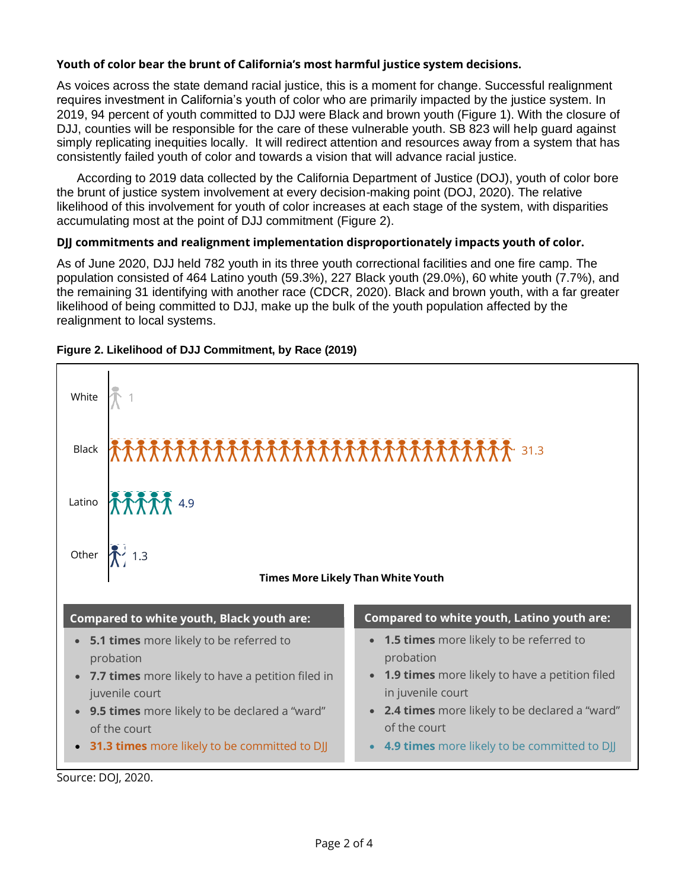**Youth of color bear the brunt of California's most harmful justice system decisions.**

As voices across the state demand racial justice, this is a moment for change. Successful realignment requires investment in California's youth of color who are primarily impacted by the justice system. In 2019, 94 percent of youth committed to DJJ were Black and brown youth (Figure 1). With the closure of DJJ, counties will be responsible for the care of these vulnerable youth. SB 823 will help guard against simply replicating inequities locally. It will redirect attention and resources away from a system that has consistently failed youth of color and towards a vision that will advance racial justice.

According to 2019 data collected by the California Department of Justice (DOJ), youth of color bore the brunt of justice system involvement at every decision-making point (DOJ, 2020). The relative likelihood of this involvement for youth of color increases at each stage of the system, with disparities accumulating most at the point of DJJ commitment (Figure 2).

**DJJ commitments and realignment implementation disproportionately impacts youth of color.**

As of June 2020, DJJ held 782 youth in its three youth correctional facilities and one fire camp. The population consisted of 464 Latino youth (59.3%), 227 Black youth (29.0%), 60 white youth (7.7%), and the remaining 31 identifying with another race (CDCR, 2020). Black and brown youth, with a far greater likelihood of being committed to DJJ, make up the bulk of the youth population affected by the realignment to local systems.

**Figure 2. Likelihood of DJJ Commitment, by Race (2019)**

White 1

Black 31.3

Latino 4.9

Other 1.3

Times More Likely Than White Youth

**Compared to white youth, Black youth are:**

- **5.1 times** more likely to be referred to probation
- **7.7 times** more likely to have a petition filed in juvenile court
- **9.5 times** more likely to be declared a "ward" of the court
- **31.3 times** more likely to be committed to DJJ

**Compared to white youth, Latino youth are:**

- **1.5 times** more likely to be referred to probation
- **1.9 times** more likely to have a petition filed in juvenile court
- **2.4 times** more likely to be declared a "ward" of the court
- **4.9 times** more likely to be committed to DJJ

Source: DOJ, 2020.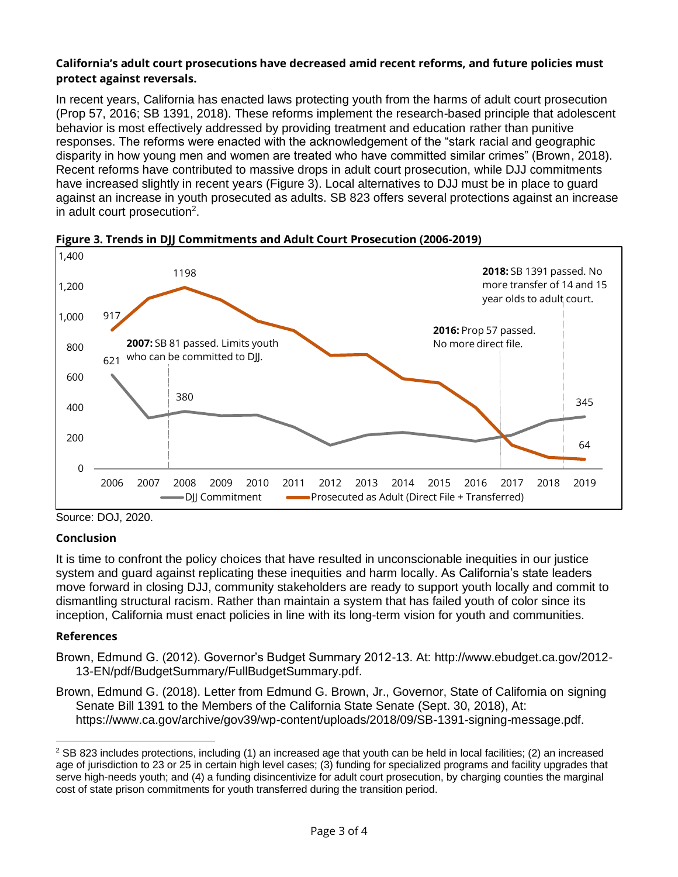**California's adult court prosecutions have decreased amid recent reforms, and future policies must protect against reversals.**

In recent years, California has enacted laws protecting youth from the harms of adult court prosecution (Prop 57, 2016; SB 1391, 2018). These reforms implement the research-based principle that adolescent behavior is most effectively addressed by providing treatment and education rather than punitive responses. The reforms were enacted with the acknowledgement of the "stark racial and geographic disparity in how young men and women are treated who have committed similar crimes" (Brown, 2018). Recent reforms have contributed to massive drops in adult court prosecution, while DJJ commitments have increased slightly in recent years (Figure 3). Local alternatives to DJJ must be in place to guard against an increase in youth prosecuted as adults. SB 823 offers several protections against an increase in adult court prosecution[2].

**Figure 3. Trends in DJJ Commitments and Adult Court Prosecution (2006-2019)**

1,400
1,200
1,000
800
600
400
200
0

2006 2007 2008 2009 2010 2011 2012 2013 2014 2015 2016 2017 2018 2019

917
1198
621
380
345
64

**2007:** SB 81 passed. Limits youth who can be committed to DJJ.

**2016:** Prop 57 passed. No more direct file.

**2018:** SB 1391 passed. No more transfer of 14 and 15 year olds to adult court.

DJJ Commitment
Prosecuted as Adult (Direct File + Transferred)

Source: DOJ, 2020.

### Conclusion

It is time to confront the policy choices that have resulted in unconscionable inequities in our justice system and guard against replicating these inequities and harm locally. As California's state leaders move forward in closing DJJ, community stakeholders are ready to support youth locally and commit to dismantling structural racism. Rather than maintain a system that has failed youth of color since its inception, California must enact policies in line with its long-term vision for youth and communities.

### References

Brown, Edmund G. (2012). Governor's Budget Summary 2012-13. At: http://www.ebudget.ca.gov/2012-13-EN/pdf/BudgetSummary/FullBudgetSummary.pdf.

Brown, Edmund G. (2018). Letter from Edmund G. Brown, Jr., Governor, State of California on signing Senate Bill 1391 to the Members of the California State Senate (Sept. 30, 2018), At: https://www.ca.gov/archive/gov39/wp-content/uploads/2018/09/SB-1391-signing-message.pdf.

[2] SB 823 includes protections, including (1) an increased age that youth can be held in local facilities; (2) an increased age of jurisdiction to 23 or 25 in certain high level cases; (3) funding for specialized programs and facility upgrades that serve high-needs youth; and (4) a funding disincentivize for adult court prosecution, by charging counties the marginal cost of state prison commitments for youth transferred during the transition period.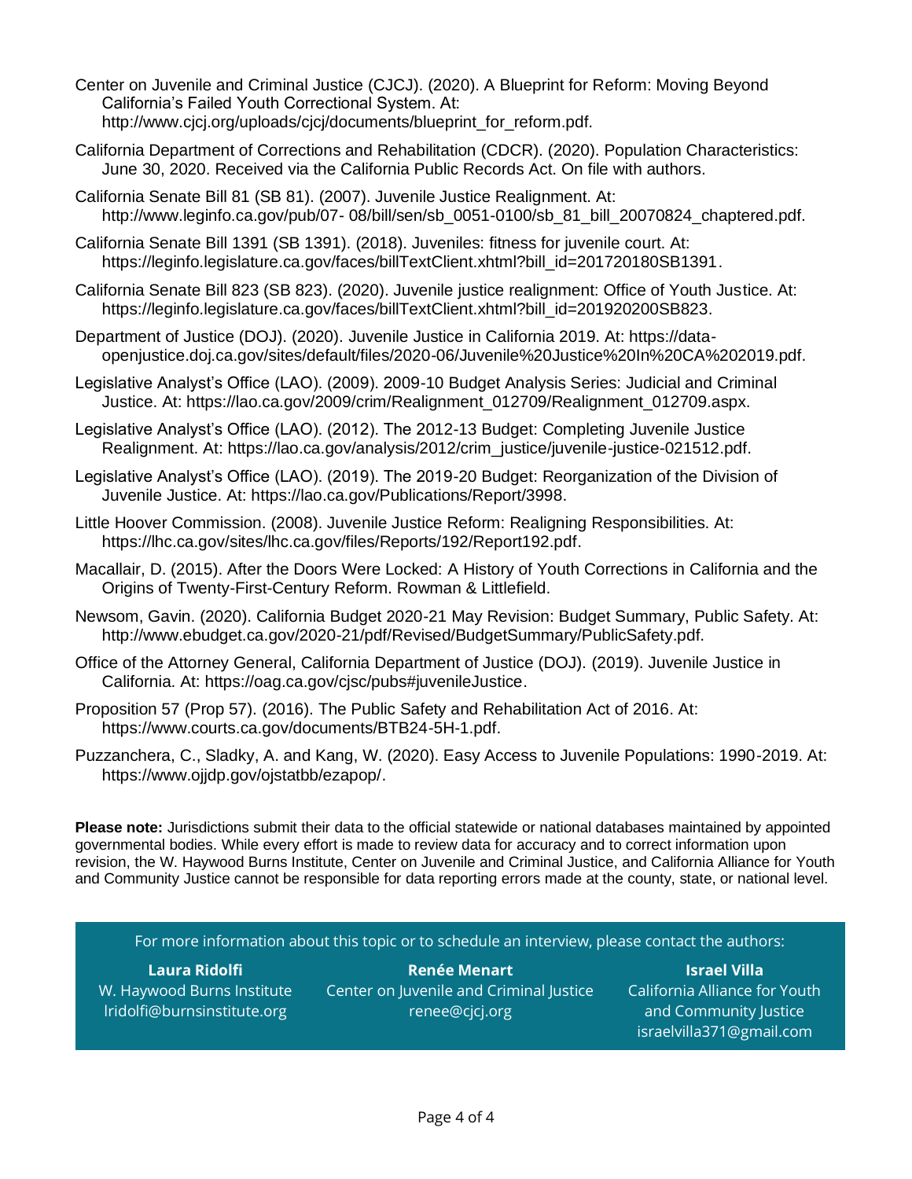Center on Juvenile and Criminal Justice (CJCJ). (2020). A Blueprint for Reform: Moving Beyond California's Failed Youth Correctional System. At: http://www.cjcj.org/uploads/cjcj/documents/blueprint_for_reform.pdf.

California Department of Corrections and Rehabilitation (CDCR). (2020). Population Characteristics: June 30, 2020. Received via the California Public Records Act. On file with authors.

California Senate Bill 81 (SB 81). (2007). Juvenile Justice Realignment. At: http://www.leginfo.ca.gov/pub/07- 08/bill/sen/sb_0051-0100/sb_81_bill_20070824_chaptered.pdf.

California Senate Bill 1391 (SB 1391). (2018). Juveniles: fitness for juvenile court. At: https://leginfo.legislature.ca.gov/faces/billTextClient.xhtml?bill_id=201720180SB1391.

California Senate Bill 823 (SB 823). (2020). Juvenile justice realignment: Office of Youth Justice. At: https://leginfo.legislature.ca.gov/faces/billTextClient.xhtml?bill_id=201920200SB823.

Department of Justice (DOJ). (2020). Juvenile Justice in California 2019. At: https://data-openjustice.doj.ca.gov/sites/default/files/2020-06/Juvenile%20Justice%20In%20CA%202019.pdf.

Legislative Analyst's Office (LAO). (2009). 2009-10 Budget Analysis Series: Judicial and Criminal Justice. At: https://lao.ca.gov/2009/crim/Realignment_012709/Realignment_012709.aspx.

Legislative Analyst's Office (LAO). (2012). The 2012-13 Budget: Completing Juvenile Justice Realignment. At: https://lao.ca.gov/analysis/2012/crim_justice/juvenile-justice-021512.pdf.

Legislative Analyst's Office (LAO). (2019). The 2019-20 Budget: Reorganization of the Division of Juvenile Justice. At: https://lao.ca.gov/Publications/Report/3998.

Little Hoover Commission. (2008). Juvenile Justice Reform: Realigning Responsibilities. At: https://lhc.ca.gov/sites/lhc.ca.gov/files/Reports/192/Report192.pdf.

Macallair, D. (2015). After the Doors Were Locked: A History of Youth Corrections in California and the Origins of Twenty-First-Century Reform. Rowman & Littlefield.

Newsom, Gavin. (2020). California Budget 2020-21 May Revision: Budget Summary, Public Safety. At: http://www.ebudget.ca.gov/2020-21/pdf/Revised/BudgetSummary/PublicSafety.pdf.

Office of the Attorney General, California Department of Justice (DOJ). (2019). Juvenile Justice in California. At: https://oag.ca.gov/cjsc/pubs#juvenileJustice.

Proposition 57 (Prop 57). (2016). The Public Safety and Rehabilitation Act of 2016. At: https://www.courts.ca.gov/documents/BTB24-5H-1.pdf.

Puzzanchera, C., Sladky, A. and Kang, W. (2020). Easy Access to Juvenile Populations: 1990-2019. At: https://www.ojjdp.gov/ojstatbb/ezapop/.

**Please note:** Jurisdictions submit their data to the official statewide or national databases maintained by appointed governmental bodies. While every effort is made to review data for accuracy and to correct information upon revision, the W. Haywood Burns Institute, Center on Juvenile and Criminal Justice, and California Alliance for Youth and Community Justice cannot be responsible for data reporting errors made at the county, state, or national level.

For more information about this topic or to schedule an interview, please contact the authors:

**Laura Ridolfi**
W. Haywood Burns Institute
lridolfi@burnsinstitute.org

**Renée Menart**
Center on Juvenile and Criminal Justice
renee@cjcj.org

**Israel Villa**
California Alliance for Youth and Community Justice
israelvilla371@gmail.com